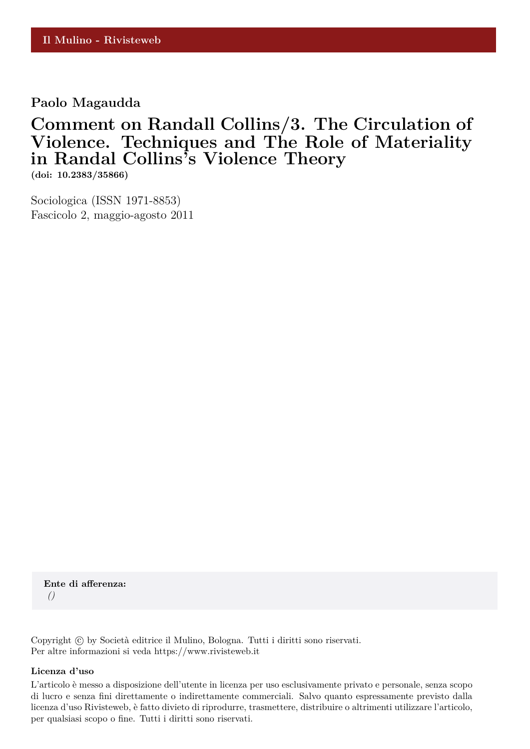Il Mulino - Rivisteweb

**Paolo Magaudda**

# Comment on Randall Collins/3. The Circulation of Violence. Techniques and The Role of Materiality in Randal Collins's Violence Theory

**(doi: 10.2383/35866)**

Sociologica (ISSN 1971-8853)
Fascicolo 2, maggio-agosto 2011

**Ente di afferenza:**
*()*

Copyright © by Società editrice il Mulino, Bologna. Tutti i diritti sono riservati.
Per altre informazioni si veda https://www.rivisteweb.it

**Licenza d'uso**

L'articolo è messo a disposizione dell'utente in licenza per uso esclusivamente privato e personale, senza scopo di lucro e senza fini direttamente o indirettamente commerciali. Salvo quanto espressamente previsto dalla licenza d'uso Rivisteweb, è fatto divieto di riprodurre, trasmettere, distribuire o altrimenti utilizzare l'articolo, per qualsiasi scopo o fine. Tutti i diritti sono riservati.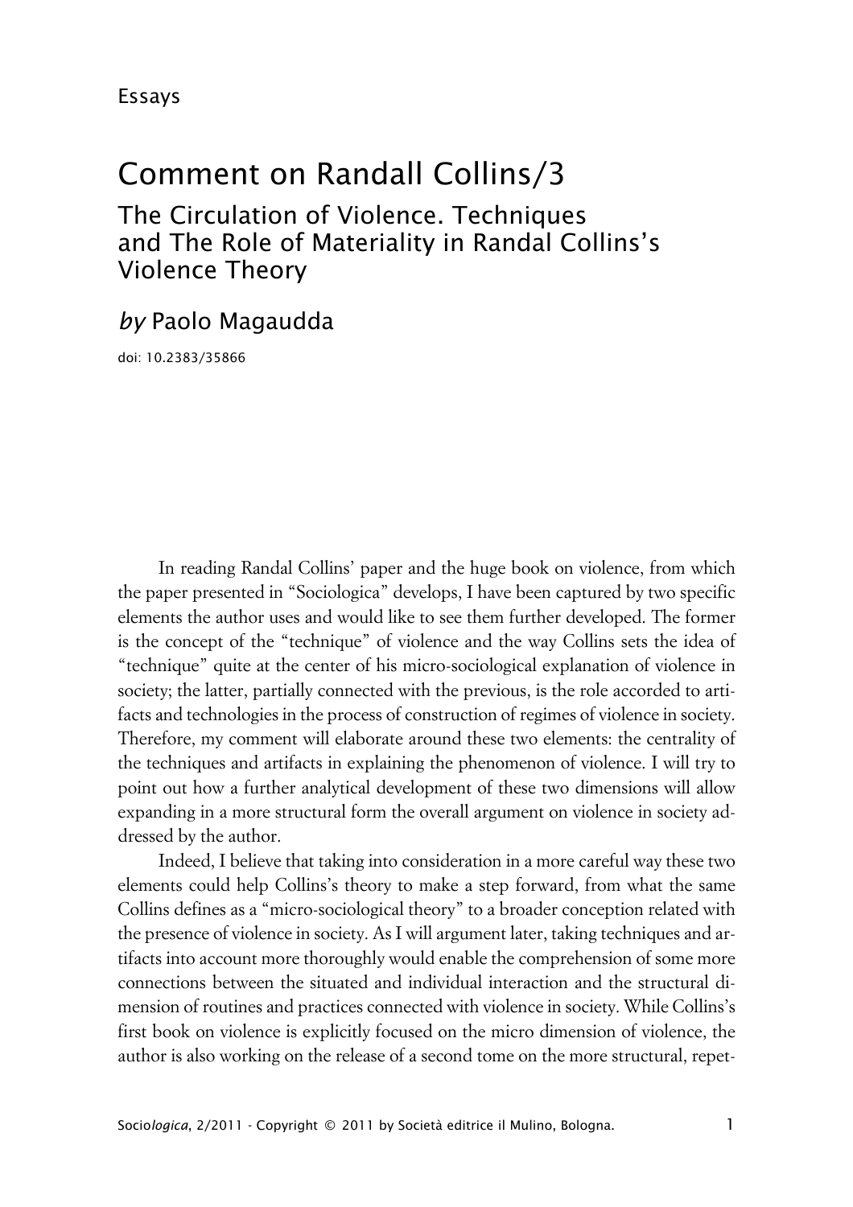Essays

# Comment on Randall Collins/3

## The Circulation of Violence. Techniques and The Role of Materiality in Randal Collins's Violence Theory

### *by* Paolo Magaudda

doi: 10.2383/35866

In reading Randal Collins' paper and the huge book on violence, from which the paper presented in "Sociologica" develops, I have been captured by two specific elements the author uses and would like to see them further developed. The former is the concept of the "technique" of violence and the way Collins sets the idea of "technique" quite at the center of his micro-sociological explanation of violence in society; the latter, partially connected with the previous, is the role accorded to artifacts and technologies in the process of construction of regimes of violence in society. Therefore, my comment will elaborate around these two elements: the centrality of the techniques and artifacts in explaining the phenomenon of violence. I will try to point out how a further analytical development of these two dimensions will allow expanding in a more structural form the overall argument on violence in society addressed by the author.

Indeed, I believe that taking into consideration in a more careful way these two elements could help Collins's theory to make a step forward, from what the same Collins defines as a "micro-sociological theory" to a broader conception related with the presence of violence in society. As I will argument later, taking techniques and artifacts into account more thoroughly would enable the comprehension of some more connections between the situated and individual interaction and the structural dimension of routines and practices connected with violence in society. While Collins's first book on violence is explicitly focused on the micro dimension of violence, the author is also working on the release of a second tome on the more structural, repet-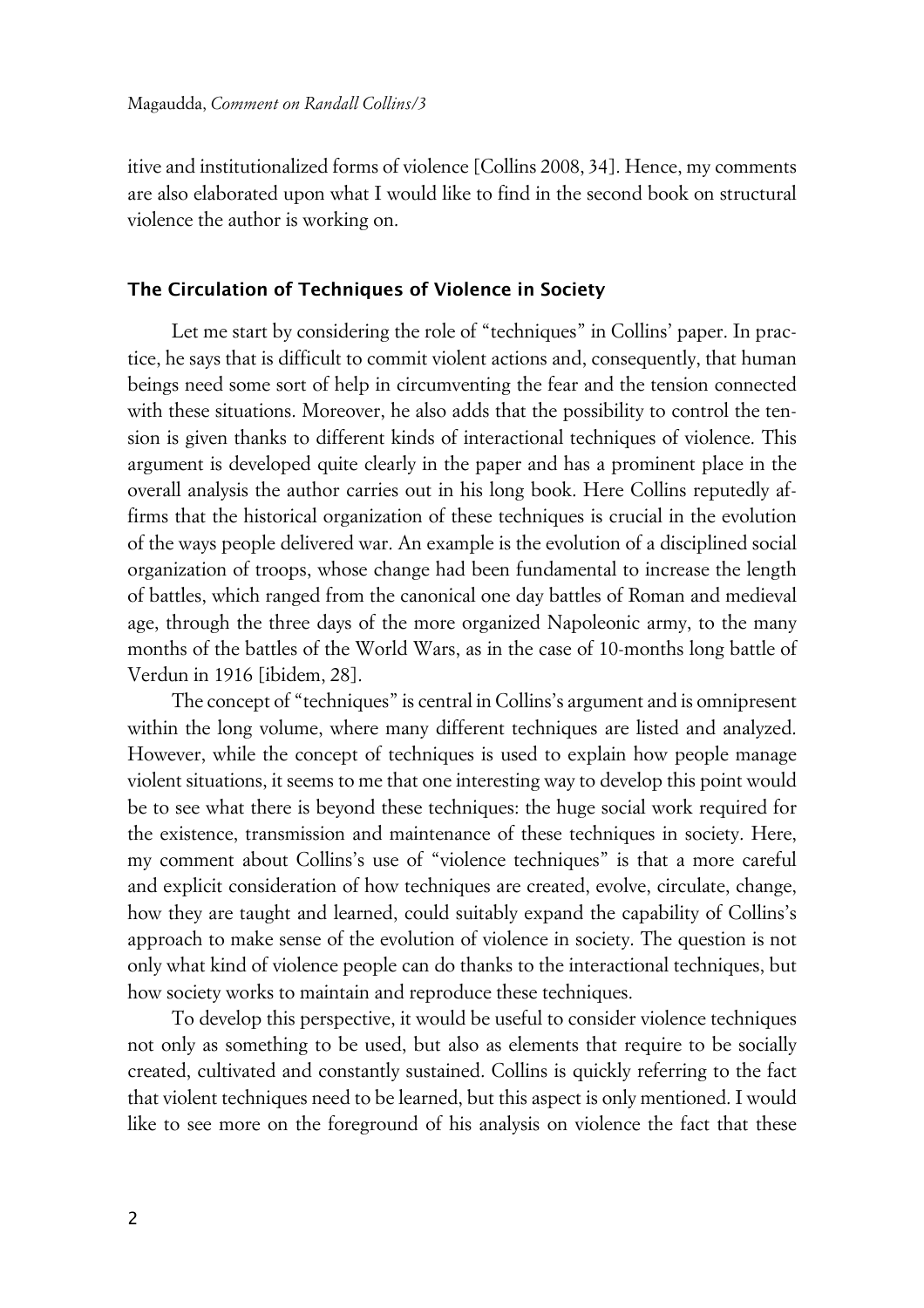itive and institutionalized forms of violence [Collins 2008, 34]. Hence, my comments are also elaborated upon what I would like to find in the second book on structural violence the author is working on.

## The Circulation of Techniques of Violence in Society

Let me start by considering the role of "techniques" in Collins' paper. In practice, he says that is difficult to commit violent actions and, consequently, that human beings need some sort of help in circumventing the fear and the tension connected with these situations. Moreover, he also adds that the possibility to control the tension is given thanks to different kinds of interactional techniques of violence. This argument is developed quite clearly in the paper and has a prominent place in the overall analysis the author carries out in his long book. Here Collins reputedly affirms that the historical organization of these techniques is crucial in the evolution of the ways people delivered war. An example is the evolution of a disciplined social organization of troops, whose change had been fundamental to increase the length of battles, which ranged from the canonical one day battles of Roman and medieval age, through the three days of the more organized Napoleonic army, to the many months of the battles of the World Wars, as in the case of 10-months long battle of Verdun in 1916 [ibidem, 28].

The concept of "techniques" is central in Collins's argument and is omnipresent within the long volume, where many different techniques are listed and analyzed. However, while the concept of techniques is used to explain how people manage violent situations, it seems to me that one interesting way to develop this point would be to see what there is beyond these techniques: the huge social work required for the existence, transmission and maintenance of these techniques in society. Here, my comment about Collins's use of "violence techniques" is that a more careful and explicit consideration of how techniques are created, evolve, circulate, change, how they are taught and learned, could suitably expand the capability of Collins's approach to make sense of the evolution of violence in society. The question is not only what kind of violence people can do thanks to the interactional techniques, but how society works to maintain and reproduce these techniques.

To develop this perspective, it would be useful to consider violence techniques not only as something to be used, but also as elements that require to be socially created, cultivated and constantly sustained. Collins is quickly referring to the fact that violent techniques need to be learned, but this aspect is only mentioned. I would like to see more on the foreground of his analysis on violence the fact that these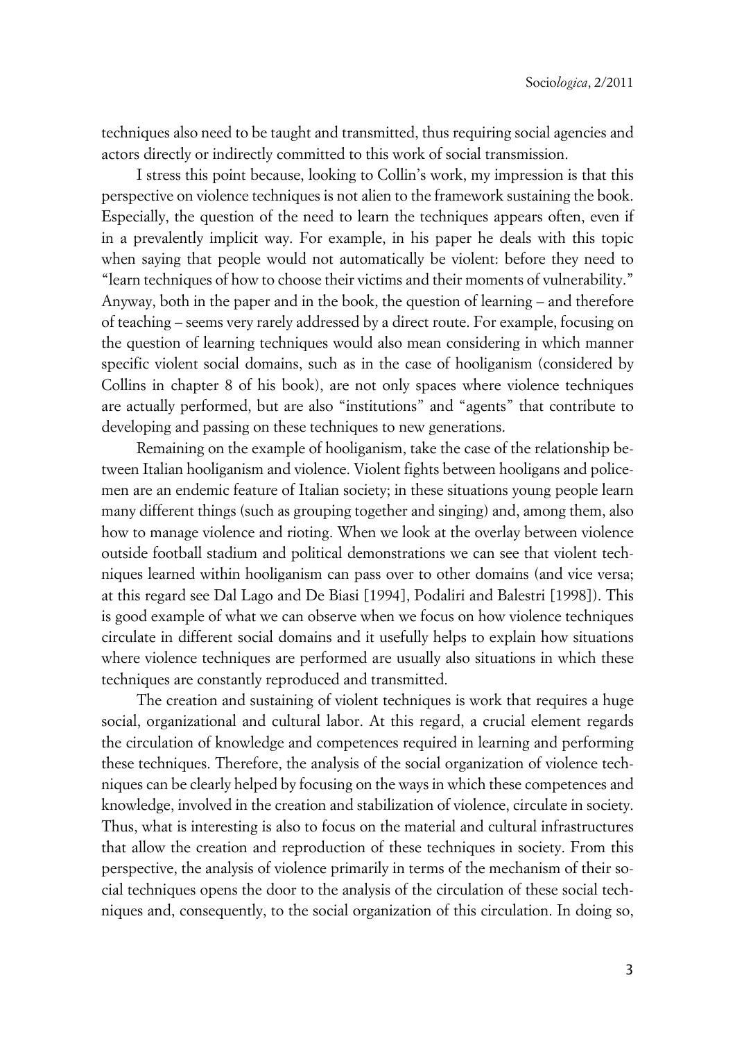techniques also need to be taught and transmitted, thus requiring social agencies and actors directly or indirectly committed to this work of social transmission.

I stress this point because, looking to Collin's work, my impression is that this perspective on violence techniques is not alien to the framework sustaining the book. Especially, the question of the need to learn the techniques appears often, even if in a prevalently implicit way. For example, in his paper he deals with this topic when saying that people would not automatically be violent: before they need to "learn techniques of how to choose their victims and their moments of vulnerability." Anyway, both in the paper and in the book, the question of learning – and therefore of teaching – seems very rarely addressed by a direct route. For example, focusing on the question of learning techniques would also mean considering in which manner specific violent social domains, such as in the case of hooliganism (considered by Collins in chapter 8 of his book), are not only spaces where violence techniques are actually performed, but are also "institutions" and "agents" that contribute to developing and passing on these techniques to new generations.

Remaining on the example of hooliganism, take the case of the relationship between Italian hooliganism and violence. Violent fights between hooligans and policemen are an endemic feature of Italian society; in these situations young people learn many different things (such as grouping together and singing) and, among them, also how to manage violence and rioting. When we look at the overlay between violence outside football stadium and political demonstrations we can see that violent techniques learned within hooliganism can pass over to other domains (and vice versa; at this regard see Dal Lago and De Biasi [1994], Podaliri and Balestri [1998]). This is good example of what we can observe when we focus on how violence techniques circulate in different social domains and it usefully helps to explain how situations where violence techniques are performed are usually also situations in which these techniques are constantly reproduced and transmitted.

The creation and sustaining of violent techniques is work that requires a huge social, organizational and cultural labor. At this regard, a crucial element regards the circulation of knowledge and competences required in learning and performing these techniques. Therefore, the analysis of the social organization of violence techniques can be clearly helped by focusing on the ways in which these competences and knowledge, involved in the creation and stabilization of violence, circulate in society. Thus, what is interesting is also to focus on the material and cultural infrastructures that allow the creation and reproduction of these techniques in society. From this perspective, the analysis of violence primarily in terms of the mechanism of their social techniques opens the door to the analysis of the circulation of these social techniques and, consequently, to the social organization of this circulation. In doing so,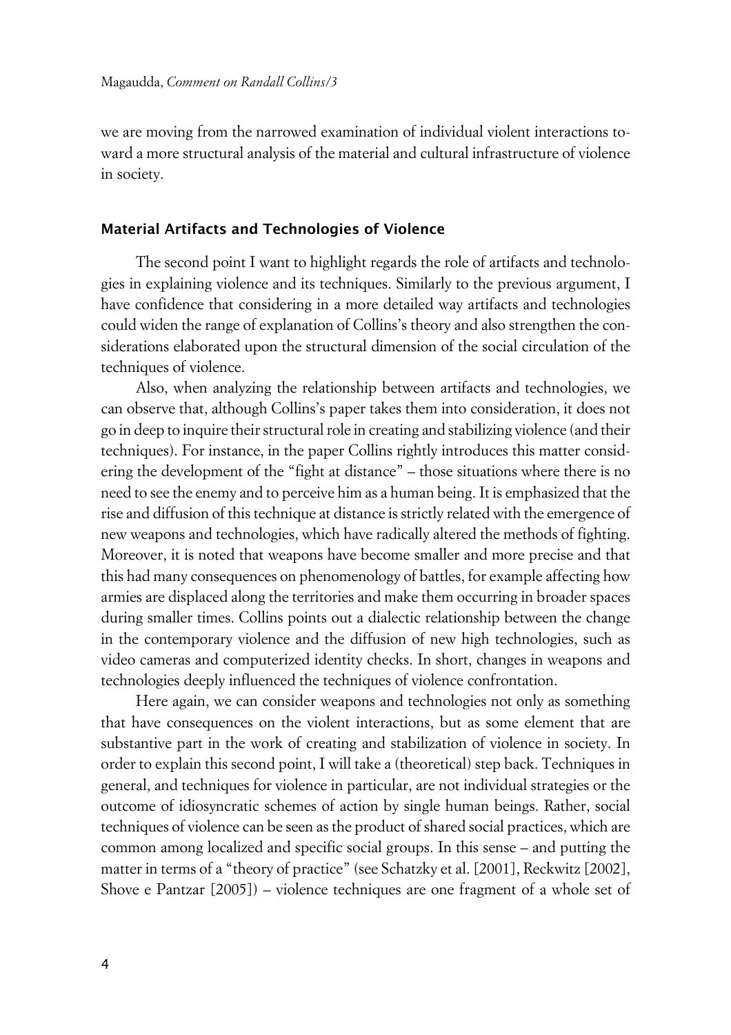we are moving from the narrowed examination of individual violent interactions toward a more structural analysis of the material and cultural infrastructure of violence in society.

## Material Artifacts and Technologies of Violence

The second point I want to highlight regards the role of artifacts and technologies in explaining violence and its techniques. Similarly to the previous argument, I have confidence that considering in a more detailed way artifacts and technologies could widen the range of explanation of Collins's theory and also strengthen the considerations elaborated upon the structural dimension of the social circulation of the techniques of violence.

Also, when analyzing the relationship between artifacts and technologies, we can observe that, although Collins's paper takes them into consideration, it does not go in deep to inquire their structural role in creating and stabilizing violence (and their techniques). For instance, in the paper Collins rightly introduces this matter considering the development of the "fight at distance" – those situations where there is no need to see the enemy and to perceive him as a human being. It is emphasized that the rise and diffusion of this technique at distance is strictly related with the emergence of new weapons and technologies, which have radically altered the methods of fighting. Moreover, it is noted that weapons have become smaller and more precise and that this had many consequences on phenomenology of battles, for example affecting how armies are displaced along the territories and make them occurring in broader spaces during smaller times. Collins points out a dialectic relationship between the change in the contemporary violence and the diffusion of new high technologies, such as video cameras and computerized identity checks. In short, changes in weapons and technologies deeply influenced the techniques of violence confrontation.

Here again, we can consider weapons and technologies not only as something that have consequences on the violent interactions, but as some element that are substantive part in the work of creating and stabilization of violence in society. In order to explain this second point, I will take a (theoretical) step back. Techniques in general, and techniques for violence in particular, are not individual strategies or the outcome of idiosyncratic schemes of action by single human beings. Rather, social techniques of violence can be seen as the product of shared social practices, which are common among localized and specific social groups. In this sense – and putting the matter in terms of a "theory of practice" (see Schatzky et al. [2001], Reckwitz [2002], Shove e Pantzar [2005]) – violence techniques are one fragment of a whole set of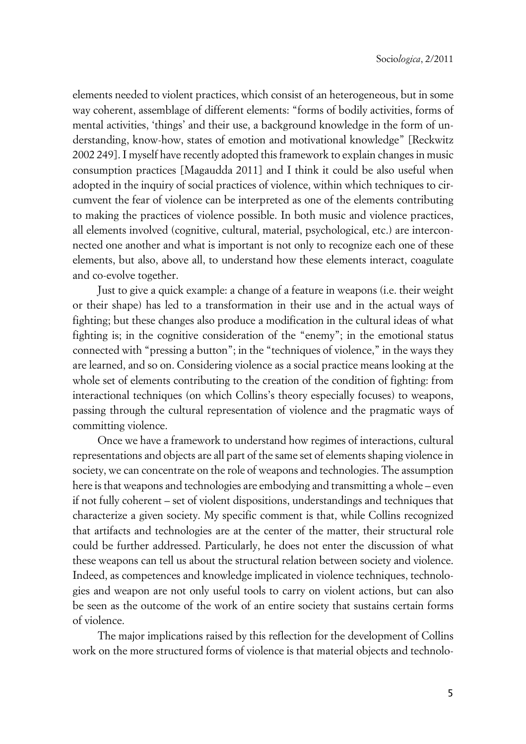elements needed to violent practices, which consist of an heterogeneous, but in some way coherent, assemblage of different elements: "forms of bodily activities, forms of mental activities, 'things' and their use, a background knowledge in the form of understanding, know-how, states of emotion and motivational knowledge" [Reckwitz 2002 249]. I myself have recently adopted this framework to explain changes in music consumption practices [Magaudda 2011] and I think it could be also useful when adopted in the inquiry of social practices of violence, within which techniques to circumvent the fear of violence can be interpreted as one of the elements contributing to making the practices of violence possible. In both music and violence practices, all elements involved (cognitive, cultural, material, psychological, etc.) are interconnected one another and what is important is not only to recognize each one of these elements, but also, above all, to understand how these elements interact, coagulate and co-evolve together.

Just to give a quick example: a change of a feature in weapons (i.e. their weight or their shape) has led to a transformation in their use and in the actual ways of fighting; but these changes also produce a modification in the cultural ideas of what fighting is; in the cognitive consideration of the "enemy"; in the emotional status connected with "pressing a button"; in the "techniques of violence," in the ways they are learned, and so on. Considering violence as a social practice means looking at the whole set of elements contributing to the creation of the condition of fighting: from interactional techniques (on which Collins's theory especially focuses) to weapons, passing through the cultural representation of violence and the pragmatic ways of committing violence.

Once we have a framework to understand how regimes of interactions, cultural representations and objects are all part of the same set of elements shaping violence in society, we can concentrate on the role of weapons and technologies. The assumption here is that weapons and technologies are embodying and transmitting a whole – even if not fully coherent – set of violent dispositions, understandings and techniques that characterize a given society. My specific comment is that, while Collins recognized that artifacts and technologies are at the center of the matter, their structural role could be further addressed. Particularly, he does not enter the discussion of what these weapons can tell us about the structural relation between society and violence. Indeed, as competences and knowledge implicated in violence techniques, technologies and weapon are not only useful tools to carry on violent actions, but can also be seen as the outcome of the work of an entire society that sustains certain forms of violence.

The major implications raised by this reflection for the development of Collins work on the more structured forms of violence is that material objects and technolo-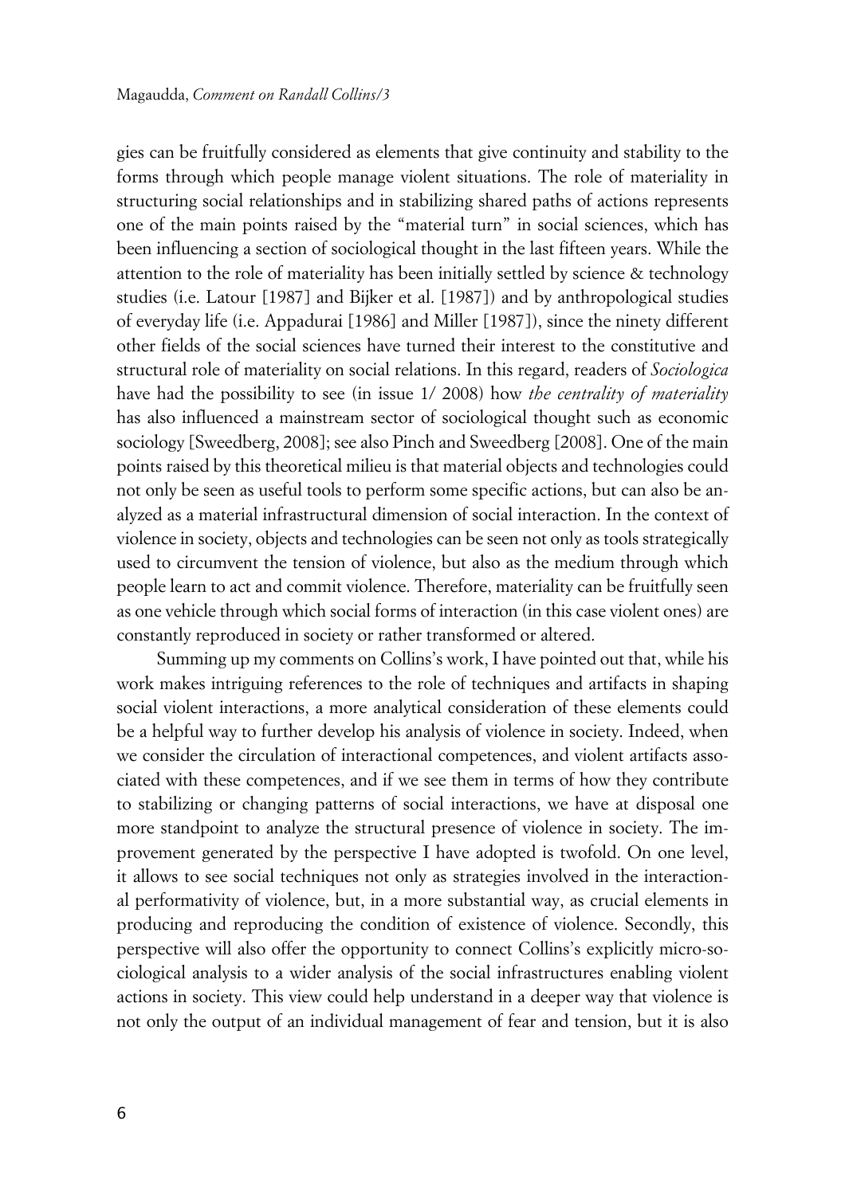gies can be fruitfully considered as elements that give continuity and stability to the forms through which people manage violent situations. The role of materiality in structuring social relationships and in stabilizing shared paths of actions represents one of the main points raised by the "material turn" in social sciences, which has been influencing a section of sociological thought in the last fifteen years. While the attention to the role of materiality has been initially settled by science & technology studies (i.e. Latour [1987] and Bijker et al. [1987]) and by anthropological studies of everyday life (i.e. Appadurai [1986] and Miller [1987]), since the ninety different other fields of the social sciences have turned their interest to the constitutive and structural role of materiality on social relations. In this regard, readers of *Sociologica* have had the possibility to see (in issue 1/ 2008) how *the centrality of materiality* has also influenced a mainstream sector of sociological thought such as economic sociology [Sweedberg, 2008]; see also Pinch and Sweedberg [2008]. One of the main points raised by this theoretical milieu is that material objects and technologies could not only be seen as useful tools to perform some specific actions, but can also be analyzed as a material infrastructural dimension of social interaction. In the context of violence in society, objects and technologies can be seen not only as tools strategically used to circumvent the tension of violence, but also as the medium through which people learn to act and commit violence. Therefore, materiality can be fruitfully seen as one vehicle through which social forms of interaction (in this case violent ones) are constantly reproduced in society or rather transformed or altered.

Summing up my comments on Collins's work, I have pointed out that, while his work makes intriguing references to the role of techniques and artifacts in shaping social violent interactions, a more analytical consideration of these elements could be a helpful way to further develop his analysis of violence in society. Indeed, when we consider the circulation of interactional competences, and violent artifacts associated with these competences, and if we see them in terms of how they contribute to stabilizing or changing patterns of social interactions, we have at disposal one more standpoint to analyze the structural presence of violence in society. The improvement generated by the perspective I have adopted is twofold. On one level, it allows to see social techniques not only as strategies involved in the interactional performativity of violence, but, in a more substantial way, as crucial elements in producing and reproducing the condition of existence of violence. Secondly, this perspective will also offer the opportunity to connect Collins's explicitly micro-sociological analysis to a wider analysis of the social infrastructures enabling violent actions in society. This view could help understand in a deeper way that violence is not only the output of an individual management of fear and tension, but it is also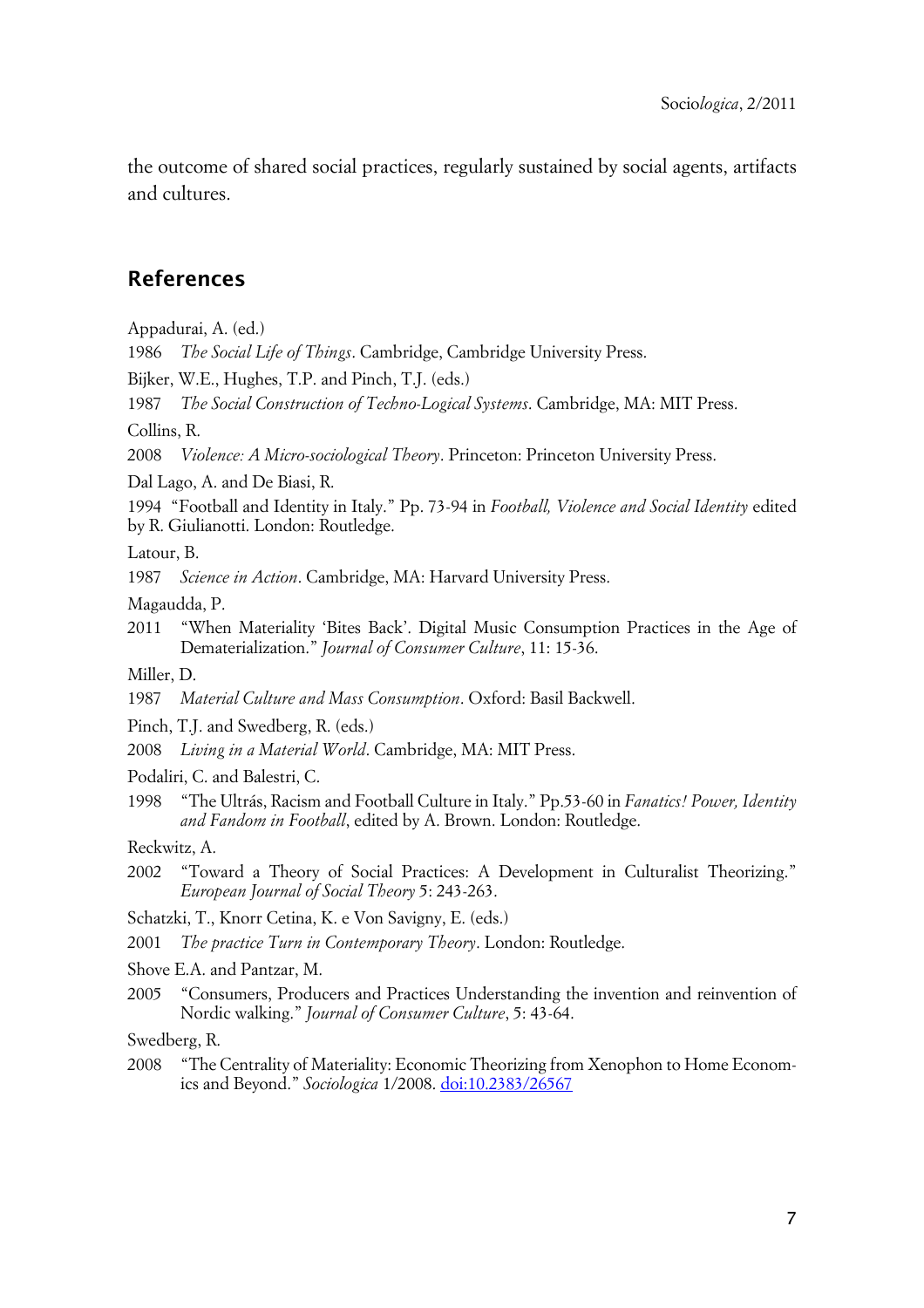the outcome of shared social practices, regularly sustained by social agents, artifacts and cultures.

## References

Appadurai, A. (ed.)

1986 *The Social Life of Things*. Cambridge, Cambridge University Press.

Bijker, W.E., Hughes, T.P. and Pinch, T.J. (eds.)

1987 *The Social Construction of Techno-Logical Systems*. Cambridge, MA: MIT Press.

Collins, R.

2008 *Violence: A Micro-sociological Theory*. Princeton: Princeton University Press.

Dal Lago, A. and De Biasi, R.

1994 "Football and Identity in Italy." Pp. 73-94 in *Football, Violence and Social Identity* edited by R. Giulianotti. London: Routledge.

Latour, B.

1987 *Science in Action*. Cambridge, MA: Harvard University Press.

Magaudda, P.

2011 "When Materiality 'Bites Back'. Digital Music Consumption Practices in the Age of Dematerialization." *Journal of Consumer Culture*, 11: 15-36.

Miller, D.

1987 *Material Culture and Mass Consumption*. Oxford: Basil Backwell.

Pinch, T.J. and Swedberg, R. (eds.)

2008 *Living in a Material World*. Cambridge, MA: MIT Press.

Podaliri, C. and Balestri, C.

1998 "The Ultrás, Racism and Football Culture in Italy." Pp.53-60 in *Fanatics! Power, Identity and Fandom in Football*, edited by A. Brown. London: Routledge.

Reckwitz, A.

2002 "Toward a Theory of Social Practices: A Development in Culturalist Theorizing." *European Journal of Social Theory* 5: 243-263.

Schatzki, T., Knorr Cetina, K. e Von Savigny, E. (eds.)

2001 *The practice Turn in Contemporary Theory*. London: Routledge.

Shove E.A. and Pantzar, M.

2005 "Consumers, Producers and Practices Understanding the invention and reinvention of Nordic walking." *Journal of Consumer Culture*, 5: 43-64.

Swedberg, R.

2008 "The Centrality of Materiality: Economic Theorizing from Xenophon to Home Economics and Beyond." *Sociologica* 1/2008. doi:10.2383/26567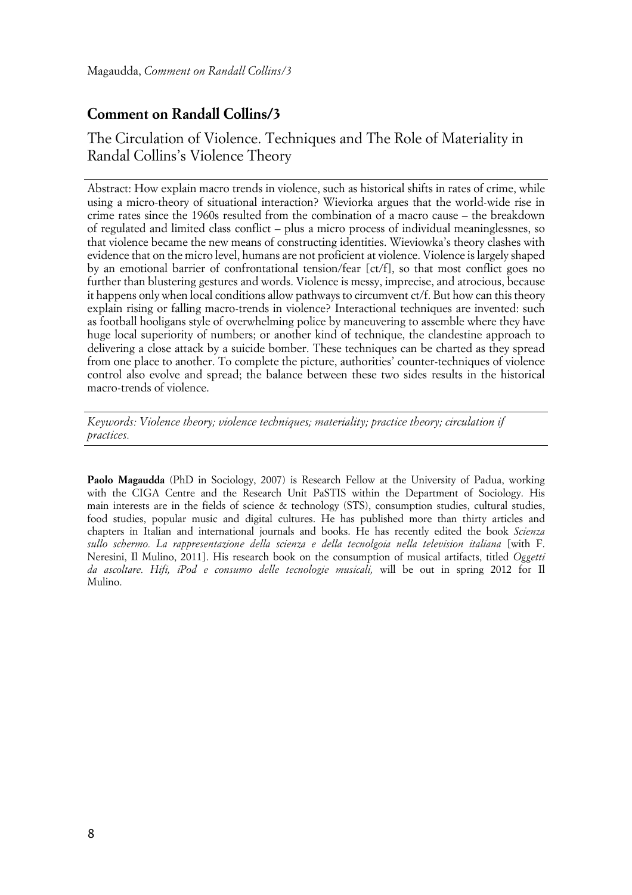## Comment on Randall Collins/3

The Circulation of Violence. Techniques and The Role of Materiality in Randal Collins's Violence Theory

Abstract: How explain macro trends in violence, such as historical shifts in rates of crime, while using a micro-theory of situational interaction? Wieviorka argues that the world-wide rise in crime rates since the 1960s resulted from the combination of a macro cause – the breakdown of regulated and limited class conflict – plus a micro process of individual meaninglessnes, so that violence became the new means of constructing identities. Wieviowka's theory clashes with evidence that on the micro level, humans are not proficient at violence. Violence is largely shaped by an emotional barrier of confrontational tension/fear [ct/f], so that most conflict goes no further than blustering gestures and words. Violence is messy, imprecise, and atrocious, because it happens only when local conditions allow pathways to circumvent ct/f. But how can this theory explain rising or falling macro-trends in violence? Interactional techniques are invented: such as football hooligans style of overwhelming police by maneuvering to assemble where they have huge local superiority of numbers; or another kind of technique, the clandestine approach to delivering a close attack by a suicide bomber. These techniques can be charted as they spread from one place to another. To complete the picture, authorities' counter-techniques of violence control also evolve and spread; the balance between these two sides results in the historical macro-trends of violence.

*Keywords: Violence theory; violence techniques; materiality; practice theory; circulation if practices.*

**Paolo Magaudda** (PhD in Sociology, 2007) is Research Fellow at the University of Padua, working with the CIGA Centre and the Research Unit PaSTIS within the Department of Sociology. His main interests are in the fields of science & technology (STS), consumption studies, cultural studies, food studies, popular music and digital cultures. He has published more than thirty articles and chapters in Italian and international journals and books. He has recently edited the book *Scienza sullo schermo. La rappresentazione della scienza e della tecnolgoia nella television italiana* [with F. Neresini, Il Mulino, 2011]. His research book on the consumption of musical artifacts, titled *Oggetti da ascoltare. Hifi, iPod e consumo delle tecnologie musicali,* will be out in spring 2012 for Il Mulino.